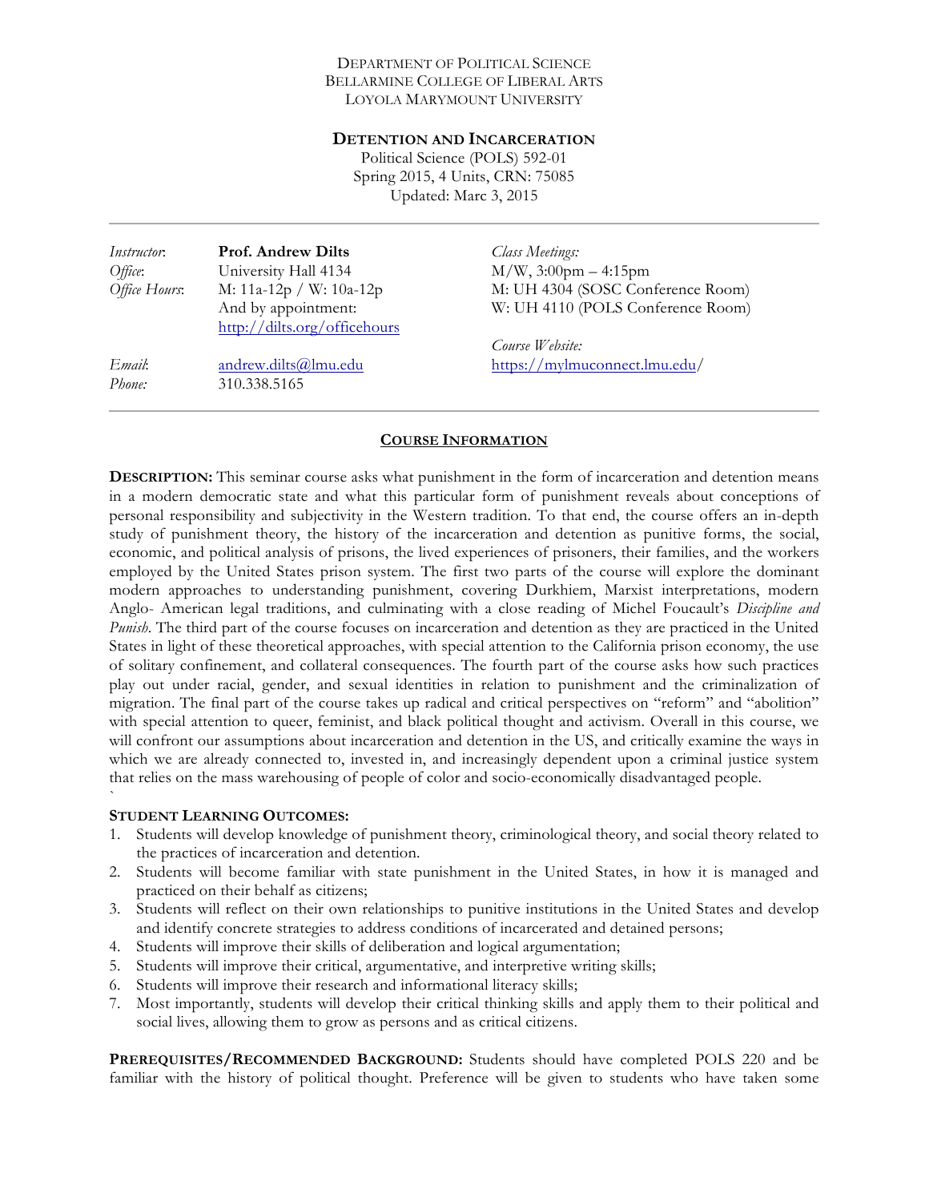DEPARTMENT OF POLITICAL SCIENCE
BELLARMINE COLLEGE OF LIBERAL ARTS
LOYOLA MARYMOUNT UNIVERSITY

# DETENTION AND INCARCERATION

Political Science (POLS) 592-01
Spring 2015, 4 Units, CRN: 75085
Updated: Marc 3, 2015

---

| | | |
|---|---|---|
| *Instructor*: | **Prof. Andrew Dilts** | *Class Meetings:* |
| *Office*: | University Hall 4134 | M/W, 3:00pm – 4:15pm |
| *Office Hours*: | M: 11a-12p / W: 10a-12p | M: UH 4304 (SOSC Conference Room) |
| | And by appointment: | W: UH 4110 (POLS Conference Room) |
| | http://dilts.org/officehours | |
| | | *Course Website:* |
| *Email*: | andrew.dilts@lmu.edu | https://mylmuconnect.lmu.edu/ |
| *Phone:* | 310.338.5165 | |

---

## COURSE INFORMATION

**DESCRIPTION:** This seminar course asks what punishment in the form of incarceration and detention means in a modern democratic state and what this particular form of punishment reveals about conceptions of personal responsibility and subjectivity in the Western tradition. To that end, the course offers an in-depth study of punishment theory, the history of the incarceration and detention as punitive forms, the social, economic, and political analysis of prisons, the lived experiences of prisoners, their families, and the workers employed by the United States prison system. The first two parts of the course will explore the dominant modern approaches to understanding punishment, covering Durkhiem, Marxist interpretations, modern Anglo- American legal traditions, and culminating with a close reading of Michel Foucault's *Discipline and Punish*. The third part of the course focuses on incarceration and detention as they are practiced in the United States in light of these theoretical approaches, with special attention to the California prison economy, the use of solitary confinement, and collateral consequences. The fourth part of the course asks how such practices play out under racial, gender, and sexual identities in relation to punishment and the criminalization of migration. The final part of the course takes up radical and critical perspectives on "reform" and "abolition" with special attention to queer, feminist, and black political thought and activism. Overall in this course, we will confront our assumptions about incarceration and detention in the US, and critically examine the ways in which we are already connected to, invested in, and increasingly dependent upon a criminal justice system that relies on the mass warehousing of people of color and socio-economically disadvantaged people.
`

**STUDENT LEARNING OUTCOMES:**

1. Students will develop knowledge of punishment theory, criminological theory, and social theory related to the practices of incarceration and detention.
2. Students will become familiar with state punishment in the United States, in how it is managed and practiced on their behalf as citizens;
3. Students will reflect on their own relationships to punitive institutions in the United States and develop and identify concrete strategies to address conditions of incarcerated and detained persons;
4. Students will improve their skills of deliberation and logical argumentation;
5. Students will improve their critical, argumentative, and interpretive writing skills;
6. Students will improve their research and informational literacy skills;
7. Most importantly, students will develop their critical thinking skills and apply them to their political and social lives, allowing them to grow as persons and as critical citizens.

**PREREQUISITES/RECOMMENDED BACKGROUND:** Students should have completed POLS 220 and be familiar with the history of political thought. Preference will be given to students who have taken some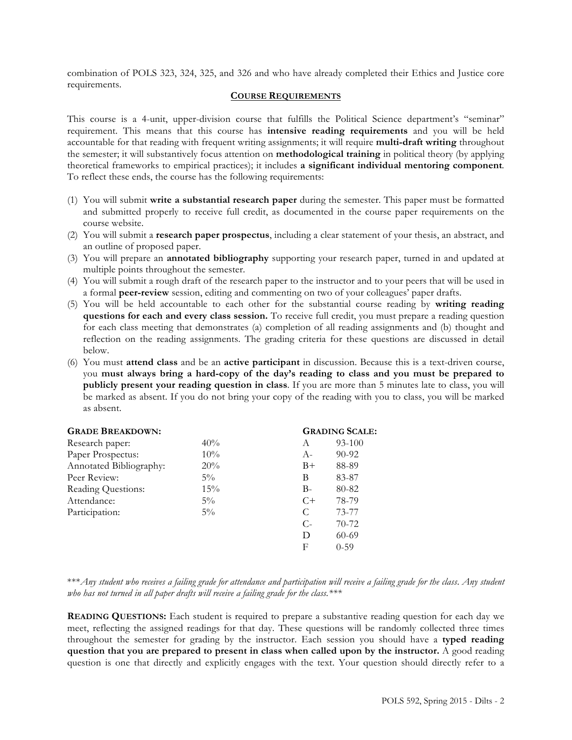combination of POLS 323, 324, 325, and 326 and who have already completed their Ethics and Justice core requirements.

## COURSE REQUIREMENTS

This course is a 4-unit, upper-division course that fulfills the Political Science department's "seminar" requirement. This means that this course has **intensive reading requirements** and you will be held accountable for that reading with frequent writing assignments; it will require **multi-draft writing** throughout the semester; it will substantively focus attention on **methodological training** in political theory (by applying theoretical frameworks to empirical practices); it includes **a significant individual mentoring component**. To reflect these ends, the course has the following requirements:

(1) You will submit **write a substantial research paper** during the semester. This paper must be formatted and submitted properly to receive full credit, as documented in the course paper requirements on the course website.
(2) You will submit a **research paper prospectus**, including a clear statement of your thesis, an abstract, and an outline of proposed paper.
(3) You will prepare an **annotated bibliography** supporting your research paper, turned in and updated at multiple points throughout the semester.
(4) You will submit a rough draft of the research paper to the instructor and to your peers that will be used in a formal **peer-review** session, editing and commenting on two of your colleagues' paper drafts.
(5) You will be held accountable to each other for the substantial course reading by **writing reading questions for each and every class session.** To receive full credit, you must prepare a reading question for each class meeting that demonstrates (a) completion of all reading assignments and (b) thought and reflection on the reading assignments. The grading criteria for these questions are discussed in detail below.
(6) You must **attend class** and be an **active participant** in discussion. Because this is a text-driven course, you **must always bring a hard-copy of the day's reading to class and you must be prepared to publicly present your reading question in class**. If you are more than 5 minutes late to class, you will be marked as absent. If you do not bring your copy of the reading with you to class, you will be marked as absent.

| **GRADE BREAKDOWN:** | |
|---|---|
| Research paper: | 40% |
| Paper Prospectus: | 10% |
| Annotated Bibliography: | 20% |
| Peer Review: | 5% |
| Reading Questions: | 15% |
| Attendance: | 5% |
| Participation: | 5% |

| **GRADING SCALE:** | |
|---|---|
| A | 93-100 |
| A- | 90-92 |
| B+ | 88-89 |
| B | 83-87 |
| B- | 80-82 |
| C+ | 78-79 |
| C | 73-77 |
| C- | 70-72 |
| D | 60-69 |
| F | 0-59 |

****Any student who receives a failing grade for attendance and participation will receive a failing grade for the class. Any student who has not turned in all paper drafts will receive a failing grade for the class.****

**READING QUESTIONS:** Each student is required to prepare a substantive reading question for each day we meet, reflecting the assigned readings for that day. These questions will be randomly collected three times throughout the semester for grading by the instructor. Each session you should have a **typed reading question that you are prepared to present in class when called upon by the instructor.** A good reading question is one that directly and explicitly engages with the text. Your question should directly refer to a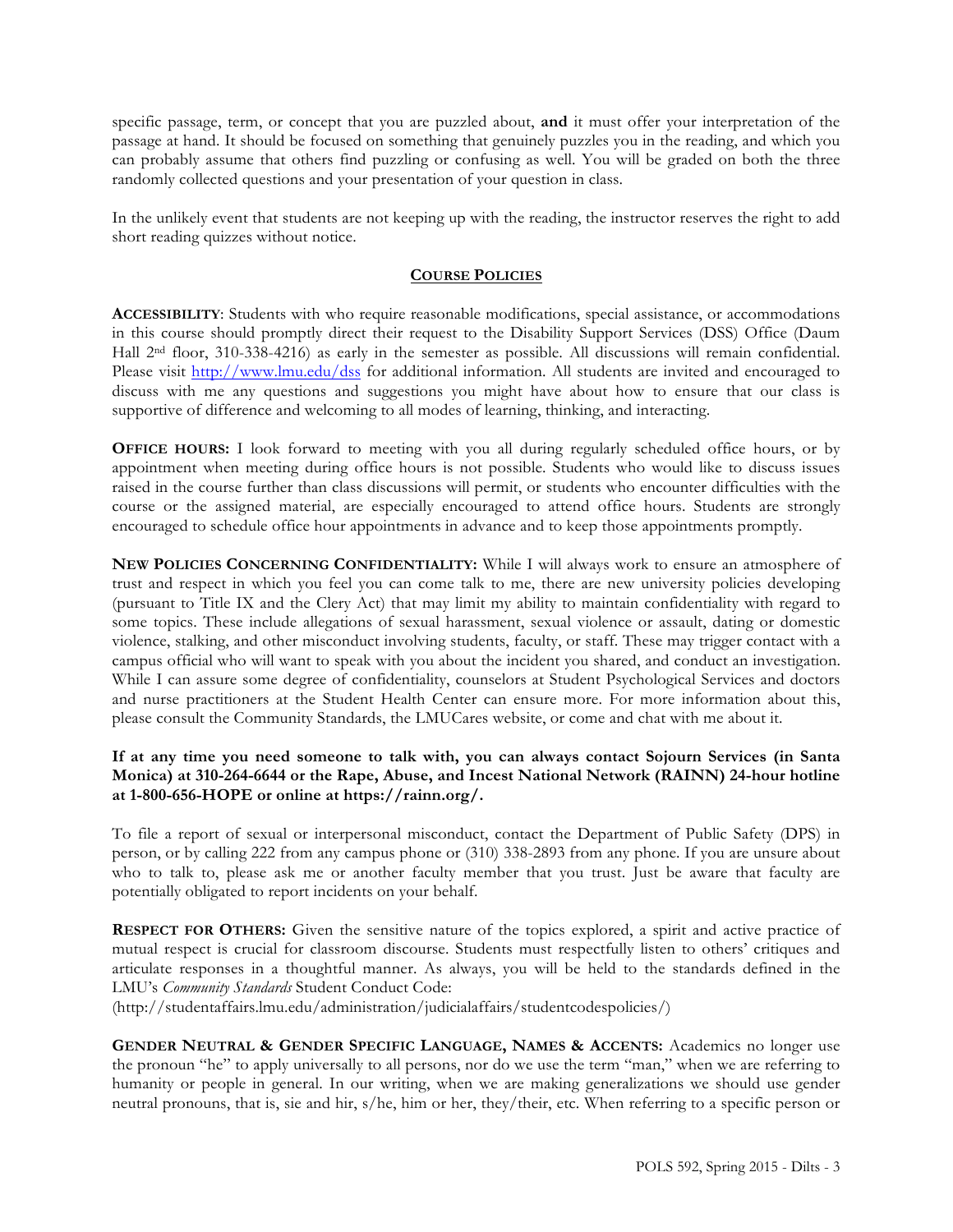specific passage, term, or concept that you are puzzled about, **and** it must offer your interpretation of the passage at hand. It should be focused on something that genuinely puzzles you in the reading, and which you can probably assume that others find puzzling or confusing as well. You will be graded on both the three randomly collected questions and your presentation of your question in class.

In the unlikely event that students are not keeping up with the reading, the instructor reserves the right to add short reading quizzes without notice.

## COURSE POLICIES

**ACCESSIBILITY**: Students with who require reasonable modifications, special assistance, or accommodations in this course should promptly direct their request to the Disability Support Services (DSS) Office (Daum Hall 2nd floor, 310-338-4216) as early in the semester as possible. All discussions will remain confidential. Please visit http://www.lmu.edu/dss for additional information. All students are invited and encouraged to discuss with me any questions and suggestions you might have about how to ensure that our class is supportive of difference and welcoming to all modes of learning, thinking, and interacting.

**OFFICE HOURS:** I look forward to meeting with you all during regularly scheduled office hours, or by appointment when meeting during office hours is not possible. Students who would like to discuss issues raised in the course further than class discussions will permit, or students who encounter difficulties with the course or the assigned material, are especially encouraged to attend office hours. Students are strongly encouraged to schedule office hour appointments in advance and to keep those appointments promptly.

**NEW POLICIES CONCERNING CONFIDENTIALITY:** While I will always work to ensure an atmosphere of trust and respect in which you feel you can come talk to me, there are new university policies developing (pursuant to Title IX and the Clery Act) that may limit my ability to maintain confidentiality with regard to some topics. These include allegations of sexual harassment, sexual violence or assault, dating or domestic violence, stalking, and other misconduct involving students, faculty, or staff. These may trigger contact with a campus official who will want to speak with you about the incident you shared, and conduct an investigation. While I can assure some degree of confidentiality, counselors at Student Psychological Services and doctors and nurse practitioners at the Student Health Center can ensure more. For more information about this, please consult the Community Standards, the LMUCares website, or come and chat with me about it.

**If at any time you need someone to talk with, you can always contact Sojourn Services (in Santa Monica) at 310-264-6644 or the Rape, Abuse, and Incest National Network (RAINN) 24-hour hotline at 1-800-656-HOPE or online at https://rainn.org/.**

To file a report of sexual or interpersonal misconduct, contact the Department of Public Safety (DPS) in person, or by calling 222 from any campus phone or (310) 338-2893 from any phone. If you are unsure about who to talk to, please ask me or another faculty member that you trust. Just be aware that faculty are potentially obligated to report incidents on your behalf.

**RESPECT FOR OTHERS:** Given the sensitive nature of the topics explored, a spirit and active practice of mutual respect is crucial for classroom discourse. Students must respectfully listen to others' critiques and articulate responses in a thoughtful manner. As always, you will be held to the standards defined in the LMU's *Community Standards* Student Conduct Code:
(http://studentaffairs.lmu.edu/administration/judicialaffairs/studentcodespolicies/)

**GENDER NEUTRAL & GENDER SPECIFIC LANGUAGE, NAMES & ACCENTS:** Academics no longer use the pronoun "he" to apply universally to all persons, nor do we use the term "man," when we are referring to humanity or people in general. In our writing, when we are making generalizations we should use gender neutral pronouns, that is, sie and hir, s/he, him or her, they/their, etc. When referring to a specific person or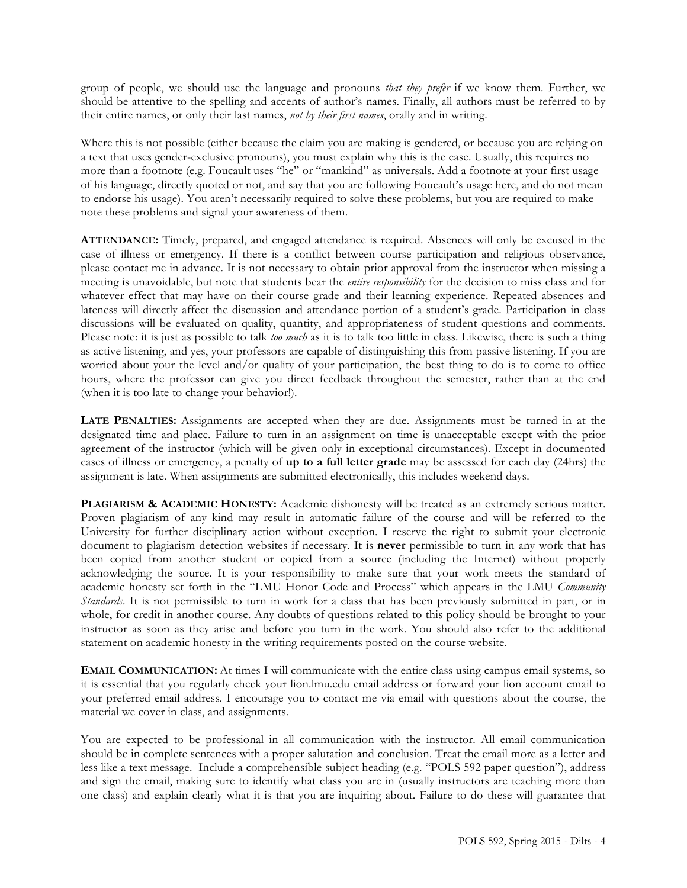group of people, we should use the language and pronouns *that they prefer* if we know them. Further, we should be attentive to the spelling and accents of author's names. Finally, all authors must be referred to by their entire names, or only their last names, *not by their first names*, orally and in writing.

Where this is not possible (either because the claim you are making is gendered, or because you are relying on a text that uses gender-exclusive pronouns), you must explain why this is the case. Usually, this requires no more than a footnote (e.g. Foucault uses "he" or "mankind" as universals. Add a footnote at your first usage of his language, directly quoted or not, and say that you are following Foucault's usage here, and do not mean to endorse his usage). You aren't necessarily required to solve these problems, but you are required to make note these problems and signal your awareness of them.

**ATTENDANCE:** Timely, prepared, and engaged attendance is required. Absences will only be excused in the case of illness or emergency. If there is a conflict between course participation and religious observance, please contact me in advance. It is not necessary to obtain prior approval from the instructor when missing a meeting is unavoidable, but note that students bear the *entire responsibility* for the decision to miss class and for whatever effect that may have on their course grade and their learning experience. Repeated absences and lateness will directly affect the discussion and attendance portion of a student's grade. Participation in class discussions will be evaluated on quality, quantity, and appropriateness of student questions and comments. Please note: it is just as possible to talk *too much* as it is to talk too little in class. Likewise, there is such a thing as active listening, and yes, your professors are capable of distinguishing this from passive listening. If you are worried about your the level and/or quality of your participation, the best thing to do is to come to office hours, where the professor can give you direct feedback throughout the semester, rather than at the end (when it is too late to change your behavior!).

**LATE PENALTIES:** Assignments are accepted when they are due. Assignments must be turned in at the designated time and place. Failure to turn in an assignment on time is unacceptable except with the prior agreement of the instructor (which will be given only in exceptional circumstances). Except in documented cases of illness or emergency, a penalty of **up to a full letter grade** may be assessed for each day (24hrs) the assignment is late. When assignments are submitted electronically, this includes weekend days.

**PLAGIARISM & ACADEMIC HONESTY:** Academic dishonesty will be treated as an extremely serious matter. Proven plagiarism of any kind may result in automatic failure of the course and will be referred to the University for further disciplinary action without exception. I reserve the right to submit your electronic document to plagiarism detection websites if necessary. It is **never** permissible to turn in any work that has been copied from another student or copied from a source (including the Internet) without properly acknowledging the source. It is your responsibility to make sure that your work meets the standard of academic honesty set forth in the "LMU Honor Code and Process" which appears in the LMU *Community Standards*. It is not permissible to turn in work for a class that has been previously submitted in part, or in whole, for credit in another course. Any doubts of questions related to this policy should be brought to your instructor as soon as they arise and before you turn in the work. You should also refer to the additional statement on academic honesty in the writing requirements posted on the course website.

**EMAIL COMMUNICATION:** At times I will communicate with the entire class using campus email systems, so it is essential that you regularly check your lion.lmu.edu email address or forward your lion account email to your preferred email address. I encourage you to contact me via email with questions about the course, the material we cover in class, and assignments.

You are expected to be professional in all communication with the instructor. All email communication should be in complete sentences with a proper salutation and conclusion. Treat the email more as a letter and less like a text message. Include a comprehensible subject heading (e.g. "POLS 592 paper question"), address and sign the email, making sure to identify what class you are in (usually instructors are teaching more than one class) and explain clearly what it is that you are inquiring about. Failure to do these will guarantee that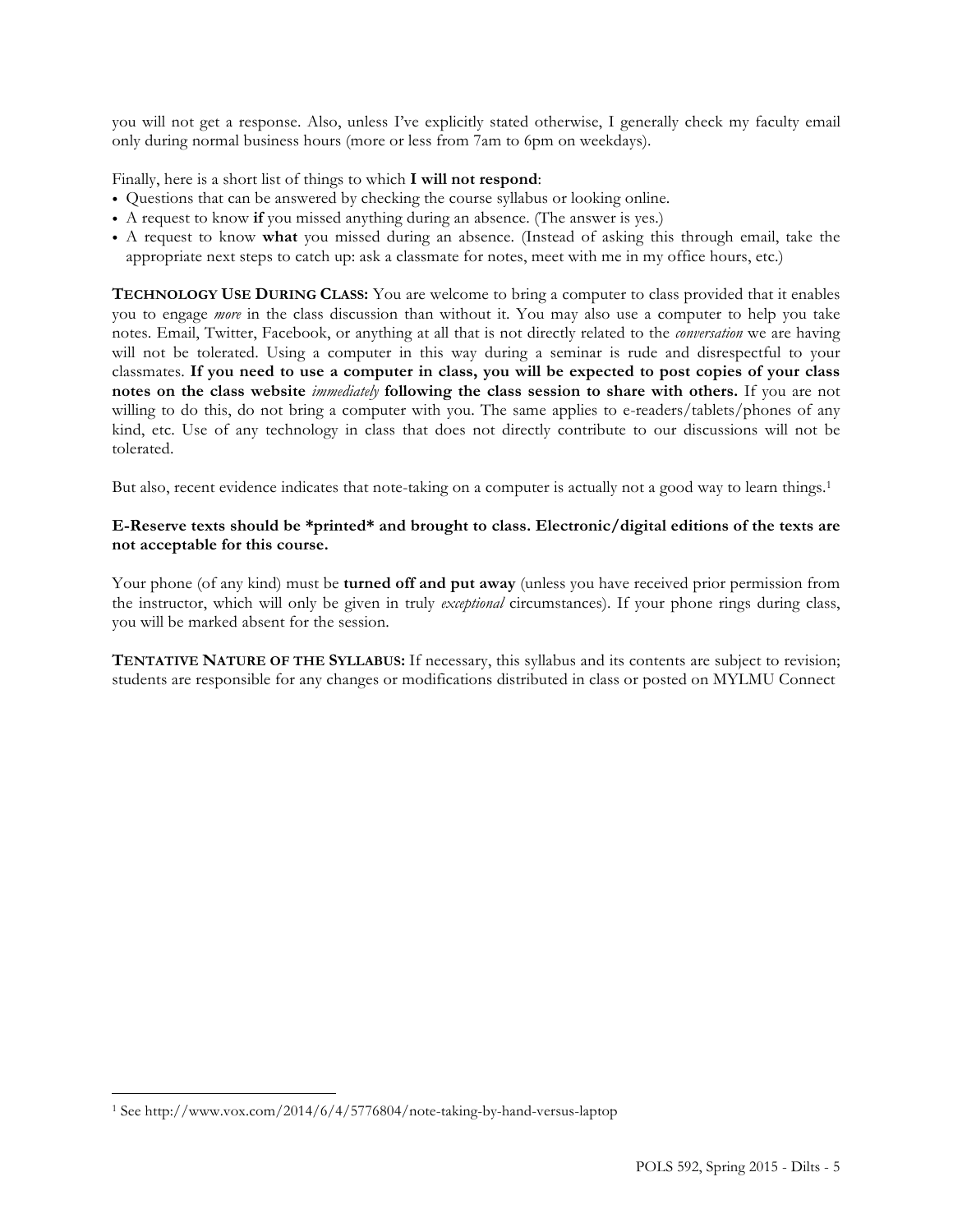you will not get a response. Also, unless I've explicitly stated otherwise, I generally check my faculty email only during normal business hours (more or less from 7am to 6pm on weekdays).

Finally, here is a short list of things to which **I will not respond**:

- Questions that can be answered by checking the course syllabus or looking online.
- A request to know **if** you missed anything during an absence. (The answer is yes.)
- A request to know **what** you missed during an absence. (Instead of asking this through email, take the appropriate next steps to catch up: ask a classmate for notes, meet with me in my office hours, etc.)

**TECHNOLOGY USE DURING CLASS:** You are welcome to bring a computer to class provided that it enables you to engage *more* in the class discussion than without it. You may also use a computer to help you take notes. Email, Twitter, Facebook, or anything at all that is not directly related to the *conversation* we are having will not be tolerated. Using a computer in this way during a seminar is rude and disrespectful to your classmates. **If you need to use a computer in class, you will be expected to post copies of your class notes on the class website *immediately* following the class session to share with others.** If you are not willing to do this, do not bring a computer with you. The same applies to e-readers/tablets/phones of any kind, etc. Use of any technology in class that does not directly contribute to our discussions will not be tolerated.

But also, recent evidence indicates that note-taking on a computer is actually not a good way to learn things.[1]

**E-Reserve texts should be *printed* and brought to class. Electronic/digital editions of the texts are not acceptable for this course.**

Your phone (of any kind) must be **turned off and put away** (unless you have received prior permission from the instructor, which will only be given in truly *exceptional* circumstances). If your phone rings during class, you will be marked absent for the session.

**TENTATIVE NATURE OF THE SYLLABUS:** If necessary, this syllabus and its contents are subject to revision; students are responsible for any changes or modifications distributed in class or posted on MYLMU Connect

[1] See http://www.vox.com/2014/6/4/5776804/note-taking-by-hand-versus-laptop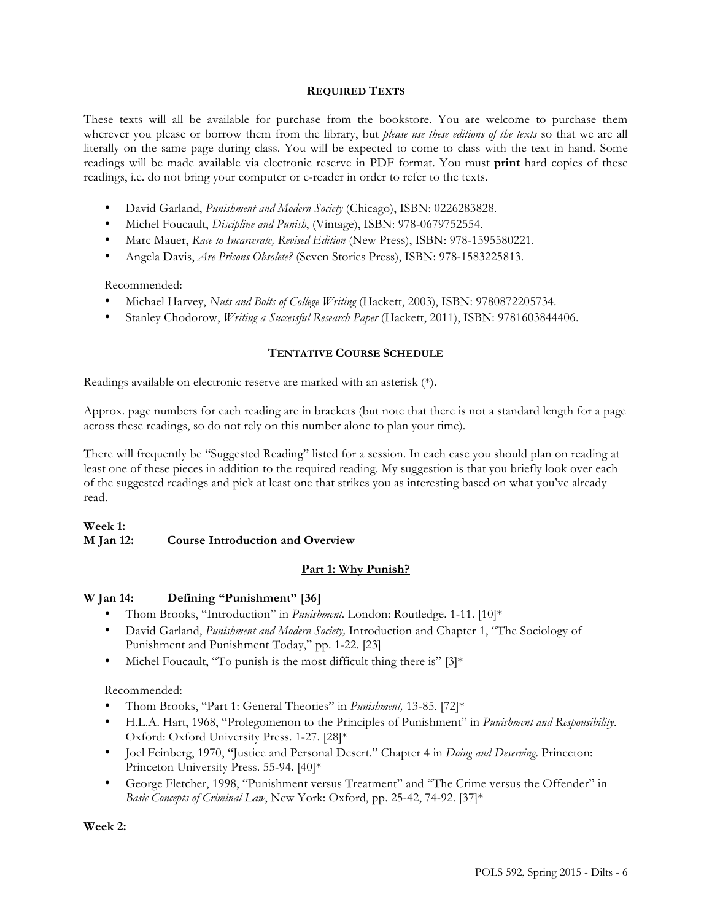## REQUIRED TEXTS

These texts will all be available for purchase from the bookstore. You are welcome to purchase them wherever you please or borrow them from the library, but *please use these editions of the texts* so that we are all literally on the same page during class. You will be expected to come to class with the text in hand. Some readings will be made available via electronic reserve in PDF format. You must **print** hard copies of these readings, i.e. do not bring your computer or e-reader in order to refer to the texts.

- David Garland, *Punishment and Modern Society* (Chicago), ISBN: 0226283828.
- Michel Foucault, *Discipline and Punish*, (Vintage), ISBN: 978-0679752554.
- Marc Mauer, *Race to Incarcerate, Revised Edition* (New Press), ISBN: 978-1595580221.
- Angela Davis, *Are Prisons Obsolete?* (Seven Stories Press), ISBN: 978-1583225813.

Recommended:

- Michael Harvey, *Nuts and Bolts of College Writing* (Hackett, 2003), ISBN: 9780872205734.
- Stanley Chodorow, *Writing a Successful Research Paper* (Hackett, 2011), ISBN: 9781603844406.

## TENTATIVE COURSE SCHEDULE

Readings available on electronic reserve are marked with an asterisk (*).

Approx. page numbers for each reading are in brackets (but note that there is not a standard length for a page across these readings, so do not rely on this number alone to plan your time).

There will frequently be "Suggested Reading" listed for a session. In each case you should plan on reading at least one of these pieces in addition to the required reading. My suggestion is that you briefly look over each of the suggested readings and pick at least one that strikes you as interesting based on what you've already read.

**Week 1:**

**M Jan 12: Course Introduction and Overview**

### Part 1: Why Punish?

**W Jan 14: Defining "Punishment" [36]**

- Thom Brooks, "Introduction" in *Punishment.* London: Routledge. 1-11. [10]*
- David Garland, *Punishment and Modern Society,* Introduction and Chapter 1, "The Sociology of Punishment and Punishment Today," pp. 1-22. [23]
- Michel Foucault, "To punish is the most difficult thing there is" [3]*

Recommended:

- Thom Brooks, "Part 1: General Theories" in *Punishment,* 13-85. [72]*
- H.L.A. Hart, 1968, "Prolegomenon to the Principles of Punishment" in *Punishment and Responsibility*. Oxford: Oxford University Press. 1-27. [28]*
- Joel Feinberg, 1970, "Justice and Personal Desert." Chapter 4 in *Doing and Deserving*. Princeton: Princeton University Press. 55-94. [40]*
- George Fletcher, 1998, "Punishment versus Treatment" and "The Crime versus the Offender" in *Basic Concepts of Criminal Law*, New York: Oxford, pp. 25-42, 74-92. [37]*

**Week 2:**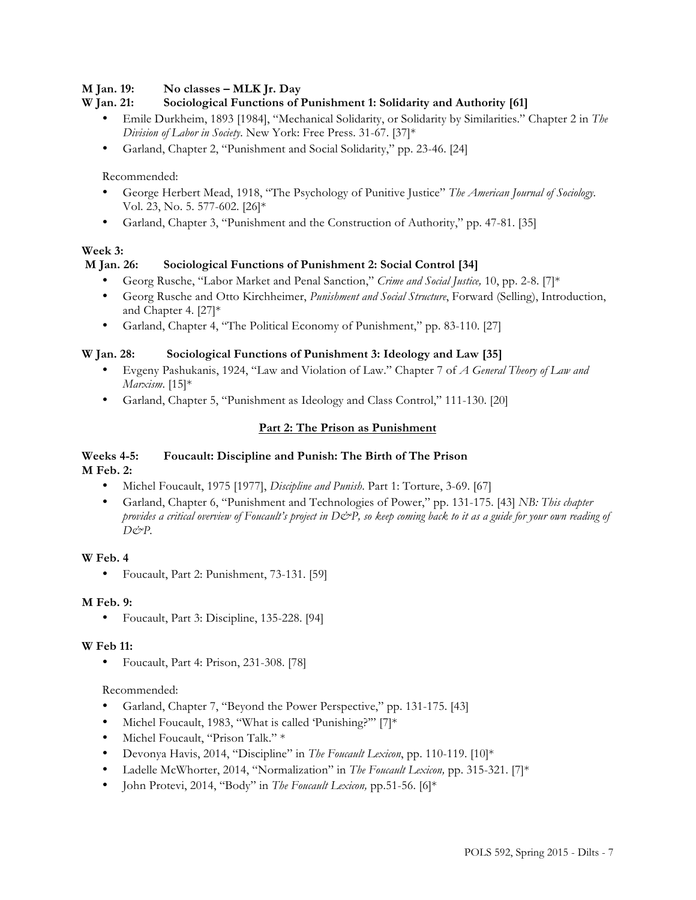**M Jan. 19: No classes – MLK Jr. Day**

**W Jan. 21: Sociological Functions of Punishment 1: Solidarity and Authority [61]**

- Emile Durkheim, 1893 [1984], "Mechanical Solidarity, or Solidarity by Similarities." Chapter 2 in *The Division of Labor in Society*. New York: Free Press. 31-67. [37]*
- Garland, Chapter 2, "Punishment and Social Solidarity," pp. 23-46. [24]

Recommended:

- George Herbert Mead, 1918, "The Psychology of Punitive Justice" *The American Journal of Sociology*. Vol. 23, No. 5. 577-602. [26]*
- Garland, Chapter 3, "Punishment and the Construction of Authority," pp. 47-81. [35]

**Week 3:**

**M Jan. 26: Sociological Functions of Punishment 2: Social Control [34]**

- Georg Rusche, "Labor Market and Penal Sanction," *Crime and Social Justice,* 10, pp. 2-8. [7]*
- Georg Rusche and Otto Kirchheimer, *Punishment and Social Structure*, Forward (Selling), Introduction, and Chapter 4. [27]*
- Garland, Chapter 4, "The Political Economy of Punishment," pp. 83-110. [27]

**W Jan. 28: Sociological Functions of Punishment 3: Ideology and Law [35]**

- Evgeny Pashukanis, 1924, "Law and Violation of Law." Chapter 7 of *A General Theory of Law and Marxism*. [15]*
- Garland, Chapter 5, "Punishment as Ideology and Class Control," 111-130. [20]

## Part 2: The Prison as Punishment

**Weeks 4-5: Foucault: Discipline and Punish: The Birth of The Prison**

**M Feb. 2:**

- Michel Foucault, 1975 [1977], *Discipline and Punish*. Part 1: Torture, 3-69. [67]
- Garland, Chapter 6, "Punishment and Technologies of Power," pp. 131-175. [43] *NB: This chapter provides a critical overview of Foucault's project in D&P, so keep coming back to it as a guide for your own reading of D&P.*

**W Feb. 4**

- Foucault, Part 2: Punishment, 73-131. [59]

**M Feb. 9:**

- Foucault, Part 3: Discipline, 135-228. [94]

**W Feb 11:**

- Foucault, Part 4: Prison, 231-308. [78]

Recommended:

- Garland, Chapter 7, "Beyond the Power Perspective," pp. 131-175. [43]
- Michel Foucault, 1983, "What is called 'Punishing?'" [7]*
- Michel Foucault, "Prison Talk." *
- Devonya Havis, 2014, "Discipline" in *The Foucault Lexicon*, pp. 110-119. [10]*
- Ladelle McWhorter, 2014, "Normalization" in *The Foucault Lexicon,* pp. 315-321. [7]*
- John Protevi, 2014, "Body" in *The Foucault Lexicon,* pp.51-56. [6]*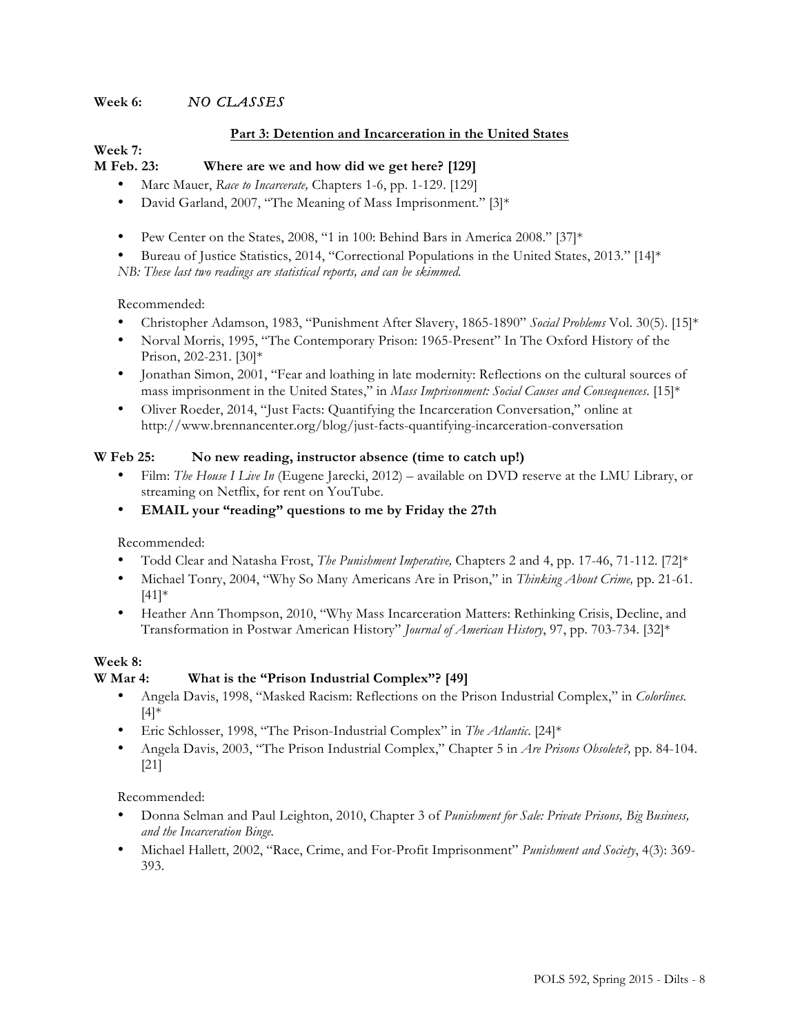**Week 6:** *NO CLASSES*

## Part 3: Detention and Incarceration in the United States

**Week 7:**

**M Feb. 23: Where are we and how did we get here? [129]**

- Marc Mauer, *Race to Incarcerate,* Chapters 1-6, pp. 1-129. [129]
- David Garland, 2007, "The Meaning of Mass Imprisonment." [3]*
- Pew Center on the States, 2008, "1 in 100: Behind Bars in America 2008." [37]*
- Bureau of Justice Statistics, 2014, "Correctional Populations in the United States, 2013." [14]*

*NB: These last two readings are statistical reports, and can be skimmed.*

Recommended:

- Christopher Adamson, 1983, "Punishment After Slavery, 1865-1890" *Social Problems* Vol. 30(5). [15]*
- Norval Morris, 1995, "The Contemporary Prison: 1965-Present" In The Oxford History of the Prison, 202-231. [30]*
- Jonathan Simon, 2001, "Fear and loathing in late modernity: Reflections on the cultural sources of mass imprisonment in the United States," in *Mass Imprisonment: Social Causes and Consequences*. [15]*
- Oliver Roeder, 2014, "Just Facts: Quantifying the Incarceration Conversation," online at http://www.brennancenter.org/blog/just-facts-quantifying-incarceration-conversation

**W Feb 25: No new reading, instructor absence (time to catch up!)**

- Film: *The House I Live In* (Eugene Jarecki, 2012) – available on DVD reserve at the LMU Library, or streaming on Netflix, for rent on YouTube.
- **EMAIL your "reading" questions to me by Friday the 27th**

Recommended:

- Todd Clear and Natasha Frost, *The Punishment Imperative,* Chapters 2 and 4, pp. 17-46, 71-112. [72]*
- Michael Tonry, 2004, "Why So Many Americans Are in Prison," in *Thinking About Crime,* pp. 21-61. [41]*
- Heather Ann Thompson, 2010, "Why Mass Incarceration Matters: Rethinking Crisis, Decline, and Transformation in Postwar American History" *Journal of American History*, 97, pp. 703-734. [32]*

**Week 8:**

**W Mar 4: What is the "Prison Industrial Complex"? [49]**

- Angela Davis, 1998, "Masked Racism: Reflections on the Prison Industrial Complex," in *Colorlines.* [4]*
- Eric Schlosser, 1998, "The Prison-Industrial Complex" in *The Atlantic*. [24]*
- Angela Davis, 2003, "The Prison Industrial Complex," Chapter 5 in *Are Prisons Obsolete?,* pp. 84-104. [21]

Recommended:

- Donna Selman and Paul Leighton, 2010, Chapter 3 of *Punishment for Sale: Private Prisons, Big Business, and the Incarceration Binge.*
- Michael Hallett, 2002, "Race, Crime, and For-Profit Imprisonment" *Punishment and Society*, 4(3): 369-393.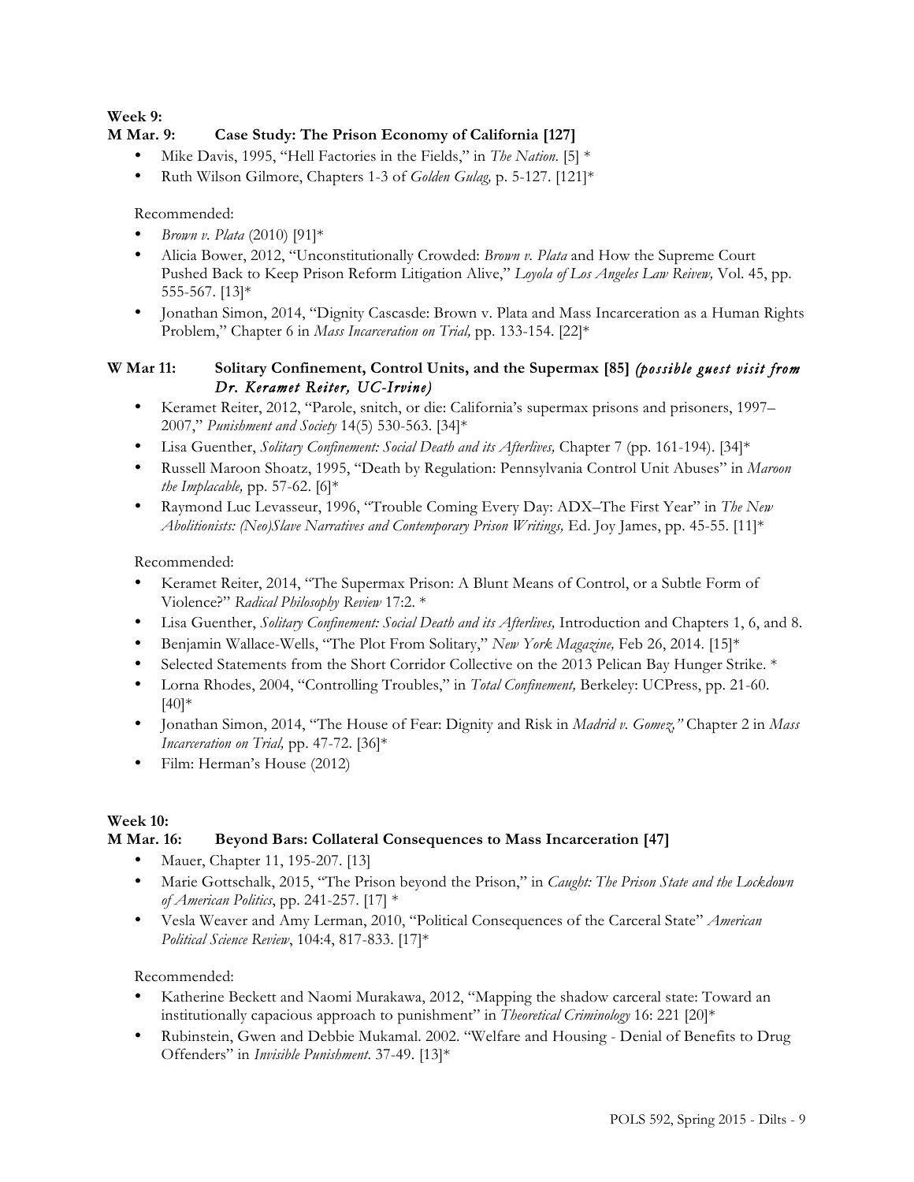**Week 9:**

**M Mar. 9: Case Study: The Prison Economy of California [127]**

- Mike Davis, 1995, "Hell Factories in the Fields," in *The Nation.* [5] *
- Ruth Wilson Gilmore, Chapters 1-3 of *Golden Gulag,* p. 5-127. [121]*

Recommended:

- *Brown v. Plata* (2010) [91]*
- Alicia Bower, 2012, "Unconstitutionally Crowded: *Brown v. Plata* and How the Supreme Court Pushed Back to Keep Prison Reform Litigation Alive," *Loyola of Los Angeles Law Reivew,* Vol. 45, pp. 555-567. [13]*
- Jonathan Simon, 2014, "Dignity Cascasde: Brown v. Plata and Mass Incarceration as a Human Rights Problem," Chapter 6 in *Mass Incarceration on Trial,* pp. 133-154. [22]*

**W Mar 11: Solitary Confinement, Control Units, and the Supermax [85]** ***(possible guest visit from Dr. Keramet Reiter, UC-Irvine)***

- Keramet Reiter, 2012, "Parole, snitch, or die: California's supermax prisons and prisoners, 1997–2007," *Punishment and Society* 14(5) 530-563. [34]*
- Lisa Guenther, *Solitary Confinement: Social Death and its Afterlives,* Chapter 7 (pp. 161-194). [34]*
- Russell Maroon Shoatz, 1995, "Death by Regulation: Pennsylvania Control Unit Abuses" in *Maroon the Implacable,* pp. 57-62. [6]*
- Raymond Luc Levasseur, 1996, "Trouble Coming Every Day: ADX–The First Year" in *The New Abolitionists: (Neo)Slave Narratives and Contemporary Prison Writings,* Ed. Joy James, pp. 45-55. [11]*

Recommended:

- Keramet Reiter, 2014, "The Supermax Prison: A Blunt Means of Control, or a Subtle Form of Violence?" *Radical Philosophy Review* 17:2. *
- Lisa Guenther, *Solitary Confinement: Social Death and its Afterlives,* Introduction and Chapters 1, 6, and 8.
- Benjamin Wallace-Wells, "The Plot From Solitary," *New York Magazine,* Feb 26, 2014. [15]*
- Selected Statements from the Short Corridor Collective on the 2013 Pelican Bay Hunger Strike. *
- Lorna Rhodes, 2004, "Controlling Troubles," in *Total Confinement,* Berkeley: UCPress, pp. 21-60. [40]*
- Jonathan Simon, 2014, "The House of Fear: Dignity and Risk in *Madrid v. Gomez,"* Chapter 2 in *Mass Incarceration on Trial,* pp. 47-72. [36]*
- Film: Herman's House (2012)

**Week 10:**

**M Mar. 16: Beyond Bars: Collateral Consequences to Mass Incarceration [47]**

- Mauer, Chapter 11, 195-207. [13]
- Marie Gottschalk, 2015, "The Prison beyond the Prison," in *Caught: The Prison State and the Lockdown of American Politics*, pp. 241-257. [17] *
- Vesla Weaver and Amy Lerman, 2010, "Political Consequences of the Carceral State" *American Political Science Review*, 104:4, 817-833. [17]*

Recommended:

- Katherine Beckett and Naomi Murakawa, 2012, "Mapping the shadow carceral state: Toward an institutionally capacious approach to punishment" in *Theoretical Criminology* 16: 221 [20]*
- Rubinstein, Gwen and Debbie Mukamal. 2002. "Welfare and Housing - Denial of Benefits to Drug Offenders" in *Invisible Punishment*. 37-49. [13]*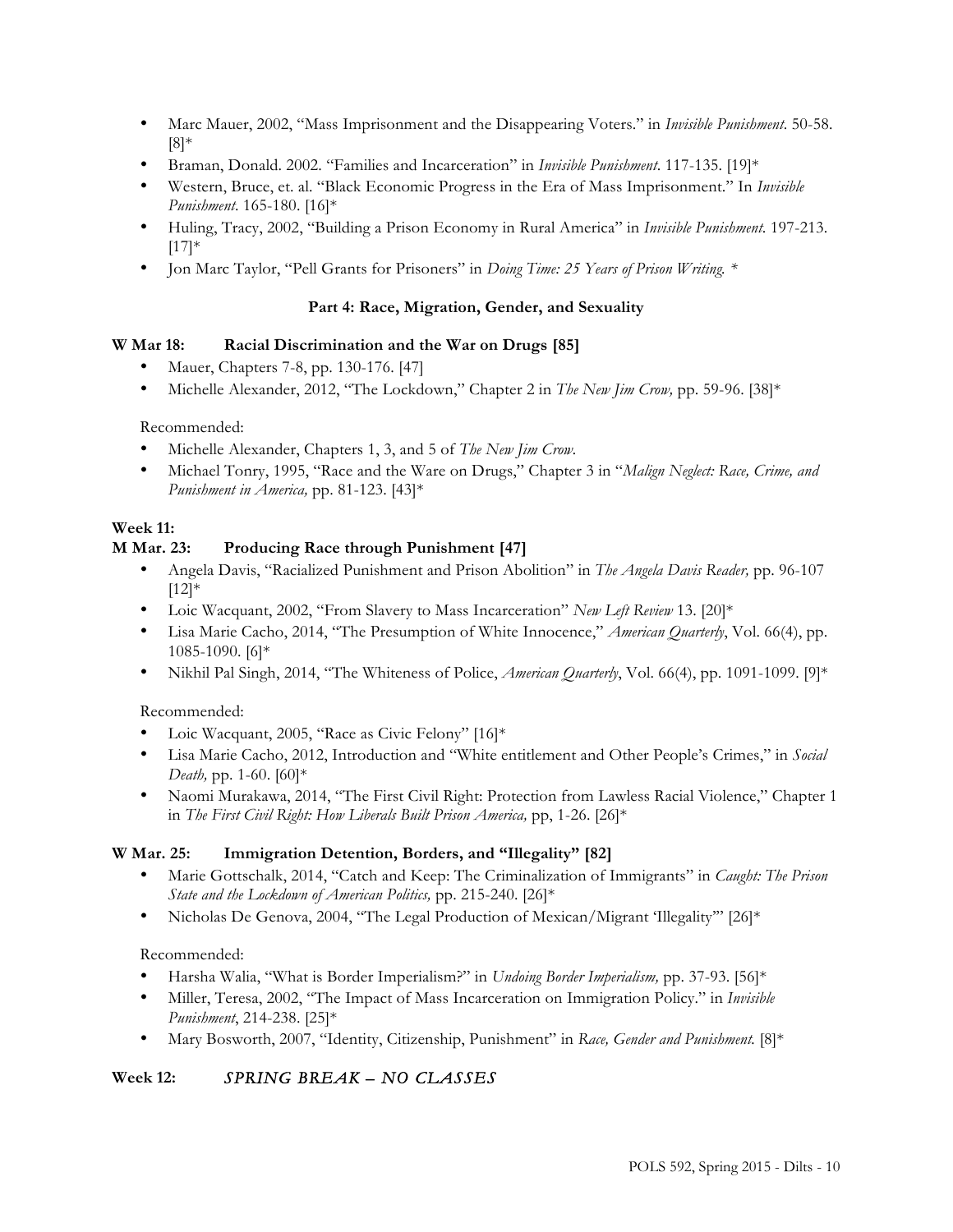- Marc Mauer, 2002, "Mass Imprisonment and the Disappearing Voters." in *Invisible Punishment*. 50-58. [8]*
- Braman, Donald. 2002. "Families and Incarceration" in *Invisible Punishment*. 117-135. [19]*
- Western, Bruce, et. al. "Black Economic Progress in the Era of Mass Imprisonment." In *Invisible Punishment*. 165-180. [16]*
- Huling, Tracy, 2002, "Building a Prison Economy in Rural America" in *Invisible Punishment.* 197-213. [17]*
- Jon Marc Taylor, "Pell Grants for Prisoners" in *Doing Time: 25 Years of Prison Writing.* *

**Part 4: Race, Migration, Gender, and Sexuality**

**W Mar 18: Racial Discrimination and the War on Drugs [85]**

- Mauer, Chapters 7-8, pp. 130-176. [47]
- Michelle Alexander, 2012, "The Lockdown," Chapter 2 in *The New Jim Crow,* pp. 59-96. [38]*

Recommended:

- Michelle Alexander, Chapters 1, 3, and 5 of *The New Jim Crow*.
- Michael Tonry, 1995, "Race and the Ware on Drugs," Chapter 3 in "*Malign Neglect: Race, Crime, and Punishment in America,* pp. 81-123. [43]*

**Week 11:**

**M Mar. 23: Producing Race through Punishment [47]**

- Angela Davis, "Racialized Punishment and Prison Abolition" in *The Angela Davis Reader,* pp. 96-107 [12]*
- Loic Wacquant, 2002, "From Slavery to Mass Incarceration" *New Left Review* 13. [20]*
- Lisa Marie Cacho, 2014, "The Presumption of White Innocence," *American Quarterly*, Vol. 66(4), pp. 1085-1090. [6]*
- Nikhil Pal Singh, 2014, "The Whiteness of Police, *American Quarterly*, Vol. 66(4), pp. 1091-1099. [9]*

Recommended:

- Loic Wacquant, 2005, "Race as Civic Felony" [16]*
- Lisa Marie Cacho, 2012, Introduction and "White entitlement and Other People's Crimes," in *Social Death,* pp. 1-60. [60]*
- Naomi Murakawa, 2014, "The First Civil Right: Protection from Lawless Racial Violence," Chapter 1 in *The First Civil Right: How Liberals Built Prison America,* pp, 1-26. [26]*

**W Mar. 25: Immigration Detention, Borders, and "Illegality" [82]**

- Marie Gottschalk, 2014, "Catch and Keep: The Criminalization of Immigrants" in *Caught: The Prison State and the Lockdown of American Politics,* pp. 215-240. [26]*
- Nicholas De Genova, 2004, "The Legal Production of Mexican/Migrant 'Illegality'" [26]*

Recommended:

- Harsha Walia, "What is Border Imperialism?" in *Undoing Border Imperialism,* pp. 37-93. [56]*
- Miller, Teresa, 2002, "The Impact of Mass Incarceration on Immigration Policy." in *Invisible Punishment*, 214-238. [25]*
- Mary Bosworth, 2007, "Identity, Citizenship, Punishment" in *Race, Gender and Punishment.* [8]*

**Week 12:** *SPRING BREAK – NO CLASSES*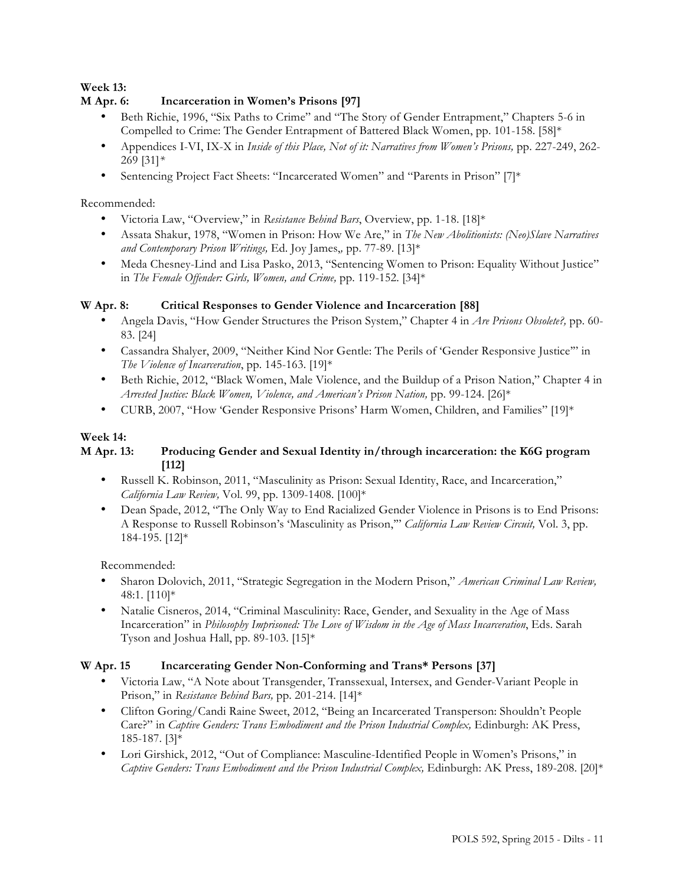**Week 13:**

**M Apr. 6: Incarceration in Women's Prisons [97]**

- Beth Richie, 1996, "Six Paths to Crime" and "The Story of Gender Entrapment," Chapters 5-6 in Compelled to Crime: The Gender Entrapment of Battered Black Women, pp. 101-158. [58]*
- Appendices I-VI, IX-X in *Inside of this Place, Not of it: Narratives from Women's Prisons,* pp. 227-249, 262-269 [31]*
- Sentencing Project Fact Sheets: "Incarcerated Women" and "Parents in Prison" [7]*

Recommended:

- Victoria Law, "Overview," in *Resistance Behind Bars*, Overview, pp. 1-18. [18]*
- Assata Shakur, 1978, "Women in Prison: How We Are," in *The New Abolitionists: (Neo)Slave Narratives and Contemporary Prison Writings,* Ed. Joy James,, pp. 77-89. [13]*
- Meda Chesney-Lind and Lisa Pasko, 2013, "Sentencing Women to Prison: Equality Without Justice" in *The Female Offender: Girls, Women, and Crime,* pp. 119-152. [34]*

**W Apr. 8: Critical Responses to Gender Violence and Incarceration [88]**

- Angela Davis, "How Gender Structures the Prison System," Chapter 4 in *Are Prisons Obsolete?,* pp. 60-83. [24]
- Cassandra Shalyer, 2009, "Neither Kind Nor Gentle: The Perils of 'Gender Responsive Justice'" in *The Violence of Incarceration*, pp. 145-163. [19]*
- Beth Richie, 2012, "Black Women, Male Violence, and the Buildup of a Prison Nation," Chapter 4 in *Arrested Justice: Black Women, Violence, and American's Prison Nation,* pp. 99-124. [26]*
- CURB, 2007, "How 'Gender Responsive Prisons' Harm Women, Children, and Families" [19]*

**Week 14:**

**M Apr. 13: Producing Gender and Sexual Identity in/through incarceration: the K6G program [112]**

- Russell K. Robinson, 2011, "Masculinity as Prison: Sexual Identity, Race, and Incarceration," *California Law Review,* Vol. 99, pp. 1309-1408. [100]*
- Dean Spade, 2012, "The Only Way to End Racialized Gender Violence in Prisons is to End Prisons: A Response to Russell Robinson's 'Masculinity as Prison,'" *California Law Review Circuit,* Vol. 3, pp. 184-195. [12]*

Recommended:

- Sharon Dolovich, 2011, "Strategic Segregation in the Modern Prison," *American Criminal Law Review,* 48:1. [110]*
- Natalie Cisneros, 2014, "Criminal Masculinity: Race, Gender, and Sexuality in the Age of Mass Incarceration" in *Philosophy Imprisoned: The Love of Wisdom in the Age of Mass Incarceration*, Eds. Sarah Tyson and Joshua Hall, pp. 89-103. [15]*

**W Apr. 15 Incarcerating Gender Non-Conforming and Trans* Persons [37]**

- Victoria Law, "A Note about Transgender, Transsexual, Intersex, and Gender-Variant People in Prison," in *Resistance Behind Bars,* pp. 201-214. [14]*
- Clifton Goring/Candi Raine Sweet, 2012, "Being an Incarcerated Transperson: Shouldn't People Care?" in *Captive Genders: Trans Embodiment and the Prison Industrial Complex,* Edinburgh: AK Press, 185-187. [3]*
- Lori Girshick, 2012, "Out of Compliance: Masculine-Identified People in Women's Prisons," in *Captive Genders: Trans Embodiment and the Prison Industrial Complex,* Edinburgh: AK Press, 189-208. [20]*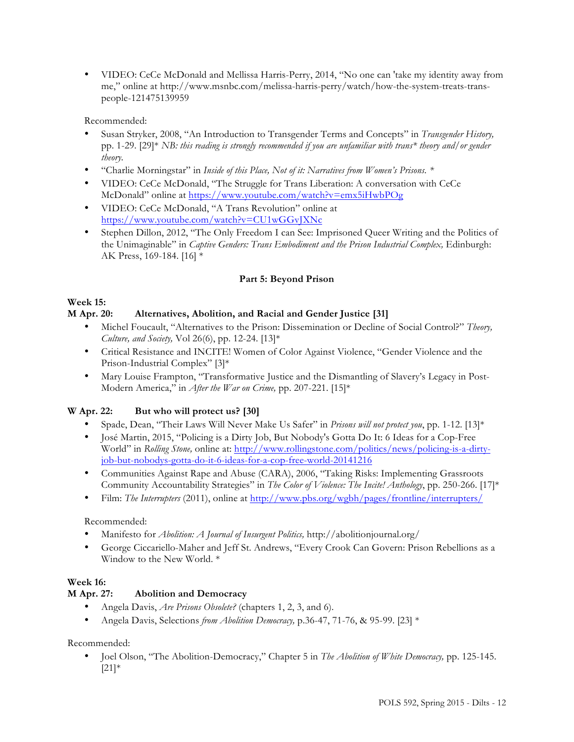- VIDEO: CeCe McDonald and Mellissa Harris-Perry, 2014, "No one can 'take my identity away from me," online at http://www.msnbc.com/melissa-harris-perry/watch/how-the-system-treats-trans-people-121475139959

Recommended:

- Susan Stryker, 2008, "An Introduction to Transgender Terms and Concepts" in *Transgender History,* pp. 1-29. [29]* *NB: this reading is strongly recommended if you are unfamiliar with trans* theory and/or gender theory.*
- "Charlie Morningstar" in *Inside of this Place, Not of it: Narratives from Women's Prisons.* *
- VIDEO: CeCe McDonald, "The Struggle for Trans Liberation: A conversation with CeCe McDonald" online at https://www.youtube.com/watch?v=emx5iHwbPOg
- VIDEO: CeCe McDonald, "A Trans Revolution" online at https://www.youtube.com/watch?v=CU1wGGvJXNc
- Stephen Dillon, 2012, "The Only Freedom I can See: Imprisoned Queer Writing and the Politics of the Unimaginable" in *Captive Genders: Trans Embodiment and the Prison Industrial Complex,* Edinburgh: AK Press, 169-184. [16] *

## Part 5: Beyond Prison

**Week 15:**

**M Apr. 20: Alternatives, Abolition, and Racial and Gender Justice [31]**

- Michel Foucault, "Alternatives to the Prison: Dissemination or Decline of Social Control?" *Theory, Culture, and Society,* Vol 26(6), pp. 12-24. [13]*
- Critical Resistance and INCITE! Women of Color Against Violence, "Gender Violence and the Prison-Industrial Complex" [3]*
- Mary Louise Frampton, "Transformative Justice and the Dismantling of Slavery's Legacy in Post-Modern America," in *After the War on Crime,* pp. 207-221. [15]*

**W Apr. 22: But who will protect us? [30]**

- Spade, Dean, "Their Laws Will Never Make Us Safer" in *Prisons will not protect you*, pp. 1-12. [13]*
- José Martin, 2015, "Policing is a Dirty Job, But Nobody's Gotta Do It: 6 Ideas for a Cop-Free World" in *Rolling Stone,* online at: http://www.rollingstone.com/politics/news/policing-is-a-dirty-job-but-nobodys-gotta-do-it-6-ideas-for-a-cop-free-world-20141216
- Communities Against Rape and Abuse (CARA), 2006, "Taking Risks: Implementing Grassroots Community Accountability Strategies" in *The Color of Violence: The Incite! Anthology*, pp. 250-266. [17]*
- Film: *The Interrupters* (2011), online at http://www.pbs.org/wgbh/pages/frontline/interrupters/

Recommended:

- Manifesto for *Abolition: A Journal of Insurgent Politics,* http://abolitionjournal.org/
- George Ciccariello-Maher and Jeff St. Andrews, "Every Crook Can Govern: Prison Rebellions as a Window to the New World. *

**Week 16:**

**M Apr. 27: Abolition and Democracy**

- Angela Davis, *Are Prisons Obsolete?* (chapters 1, 2, 3, and 6).
- Angela Davis, Selections *from Abolition Democracy,* p.36-47, 71-76, & 95-99. [23] *

Recommended:

- Joel Olson, "The Abolition-Democracy," Chapter 5 in *The Abolition of White Democracy,* pp. 125-145. [21]*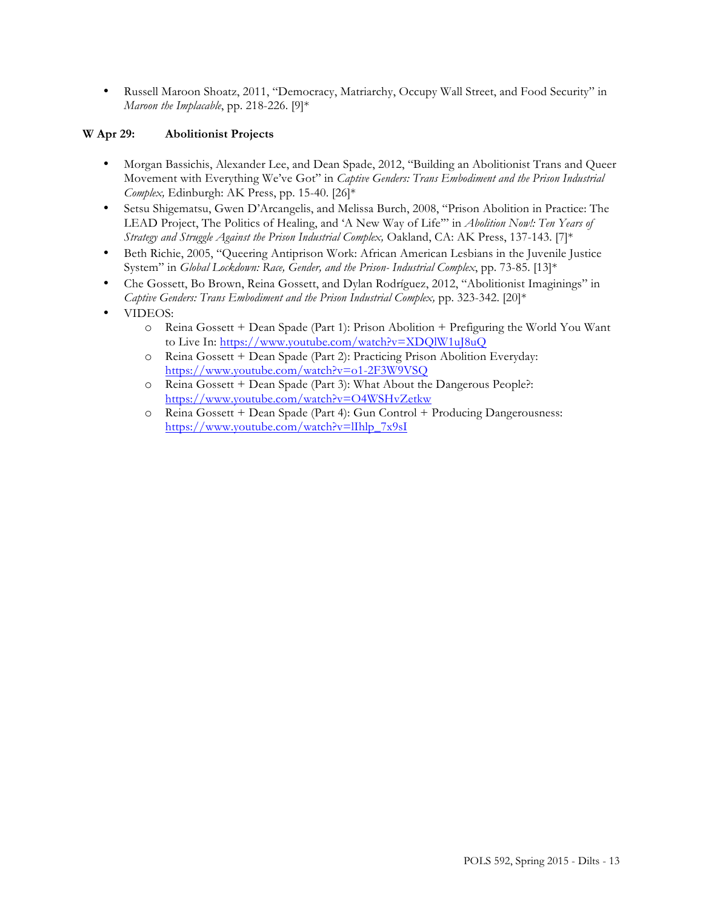- Russell Maroon Shoatz, 2011, "Democracy, Matriarchy, Occupy Wall Street, and Food Security" in *Maroon the Implacable*, pp. 218-226. [9]*

**W Apr 29: Abolitionist Projects**

- Morgan Bassichis, Alexander Lee, and Dean Spade, 2012, "Building an Abolitionist Trans and Queer Movement with Everything We've Got" in *Captive Genders: Trans Embodiment and the Prison Industrial Complex,* Edinburgh: AK Press, pp. 15-40. [26]*
- Setsu Shigematsu, Gwen D'Arcangelis, and Melissa Burch, 2008, "Prison Abolition in Practice: The LEAD Project, The Politics of Healing, and 'A New Way of Life'" in *Abolition Now!: Ten Years of Strategy and Struggle Against the Prison Industrial Complex,* Oakland, CA: AK Press, 137-143. [7]*
- Beth Richie, 2005, "Queering Antiprison Work: African American Lesbians in the Juvenile Justice System" in *Global Lockdown: Race, Gender, and the Prison- Industrial Complex*, pp. 73-85. [13]*
- Che Gossett, Bo Brown, Reina Gossett, and Dylan Rodríguez, 2012, "Abolitionist Imaginings" in *Captive Genders: Trans Embodiment and the Prison Industrial Complex,* pp. 323-342. [20]*
- VIDEOS:
  - Reina Gossett + Dean Spade (Part 1): Prison Abolition + Prefiguring the World You Want to Live In: https://www.youtube.com/watch?v=XDQlW1uJ8uQ
  - Reina Gossett + Dean Spade (Part 2): Practicing Prison Abolition Everyday: https://www.youtube.com/watch?v=o1-2F3W9VSQ
  - Reina Gossett + Dean Spade (Part 3): What About the Dangerous People?: https://www.youtube.com/watch?v=O4WSHvZetkw
  - Reina Gossett + Dean Spade (Part 4): Gun Control + Producing Dangerousness: https://www.youtube.com/watch?v=lIhlp_7x9sI